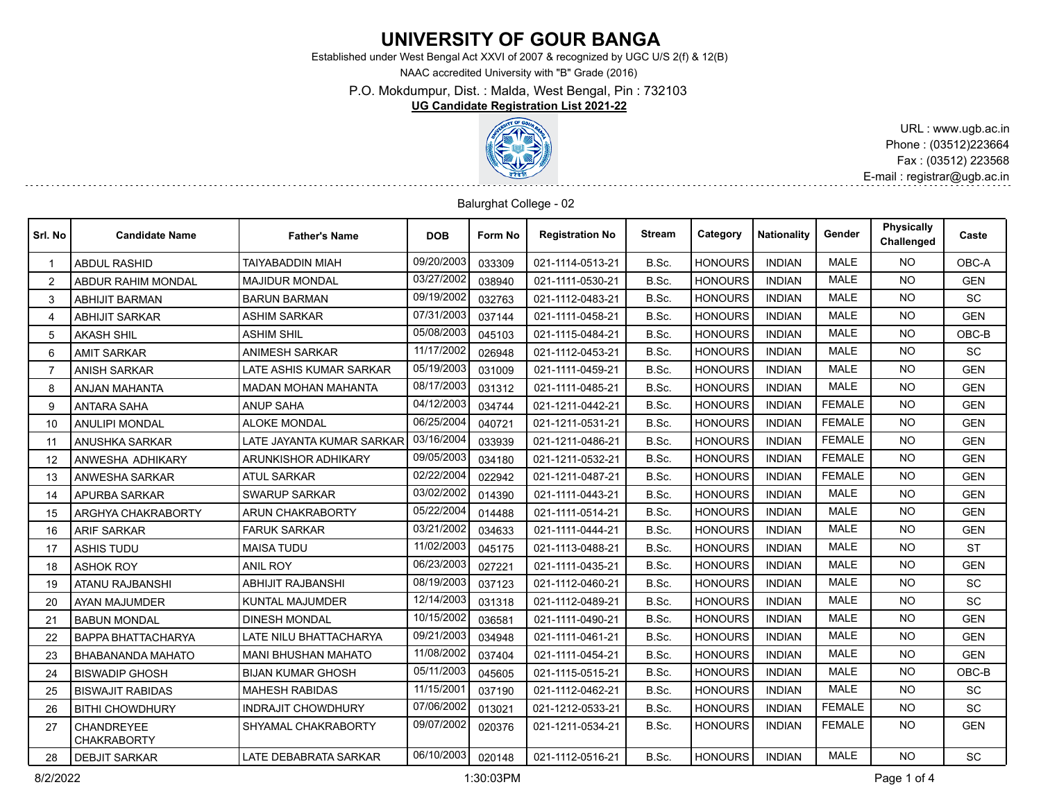# UNIVERSITY OF GOUR BANGA

Established under West Bengal Act XXVI of 2007 & recognized by UGC U/S 2(f) & 12(B)

NAAC accredited University with "B" Grade (2016)

P.O. Mokdumpur, Dist. : Malda, West Bengal, Pin : 732103

**UG Candidate Registration List 2021-22**

URL : www.ugb.ac.in
Phone : (03512)223664
Fax : (03512) 223568
E-mail : registrar@ugb.ac.in

Balurghat College - 02

| Srl. No | Candidate Name | Father's Name | DOB | Form No | Registration No | Stream | Category | Nationality | Gender | Physically Challenged | Caste |
|---|---|---|---|---|---|---|---|---|---|---|---|
| 1 | ABDUL RASHID | TAIYABADDIN MIAH | 09/20/2003 | 033309 | 021-1114-0513-21 | B.Sc. | HONOURS | INDIAN | MALE | NO | OBC-A |
| 2 | ABDUR RAHIM MONDAL | MAJIDUR MONDAL | 03/27/2002 | 038940 | 021-1111-0530-21 | B.Sc. | HONOURS | INDIAN | MALE | NO | GEN |
| 3 | ABHIJIT BARMAN | BARUN BARMAN | 09/19/2002 | 032763 | 021-1112-0483-21 | B.Sc. | HONOURS | INDIAN | MALE | NO | SC |
| 4 | ABHIJIT SARKAR | ASHIM SARKAR | 07/31/2003 | 037144 | 021-1111-0458-21 | B.Sc. | HONOURS | INDIAN | MALE | NO | GEN |
| 5 | AKASH SHIL | ASHIM SHIL | 05/08/2003 | 045103 | 021-1115-0484-21 | B.Sc. | HONOURS | INDIAN | MALE | NO | OBC-B |
| 6 | AMIT SARKAR | ANIMESH SARKAR | 11/17/2002 | 026948 | 021-1112-0453-21 | B.Sc. | HONOURS | INDIAN | MALE | NO | SC |
| 7 | ANISH SARKAR | LATE ASHIS KUMAR SARKAR | 05/19/2003 | 031009 | 021-1111-0459-21 | B.Sc. | HONOURS | INDIAN | MALE | NO | GEN |
| 8 | ANJAN MAHANTA | MADAN MOHAN MAHANTA | 08/17/2003 | 031312 | 021-1111-0485-21 | B.Sc. | HONOURS | INDIAN | MALE | NO | GEN |
| 9 | ANTARA SAHA | ANUP SAHA | 04/12/2003 | 034744 | 021-1211-0442-21 | B.Sc. | HONOURS | INDIAN | FEMALE | NO | GEN |
| 10 | ANULIPI MONDAL | ALOKE MONDAL | 06/25/2004 | 040721 | 021-1211-0531-21 | B.Sc. | HONOURS | INDIAN | FEMALE | NO | GEN |
| 11 | ANUSHKA SARKAR | LATE JAYANTA KUMAR SARKAR | 03/16/2004 | 033939 | 021-1211-0486-21 | B.Sc. | HONOURS | INDIAN | FEMALE | NO | GEN |
| 12 | ANWESHA ADHIKARY | ARUNKISHOR ADHIKARY | 09/05/2003 | 034180 | 021-1211-0532-21 | B.Sc. | HONOURS | INDIAN | FEMALE | NO | GEN |
| 13 | ANWESHA SARKAR | ATUL SARKAR | 02/22/2004 | 022942 | 021-1211-0487-21 | B.Sc. | HONOURS | INDIAN | FEMALE | NO | GEN |
| 14 | APURBA SARKAR | SWARUP SARKAR | 03/02/2002 | 014390 | 021-1111-0443-21 | B.Sc. | HONOURS | INDIAN | MALE | NO | GEN |
| 15 | ARGHYA CHAKRABORTY | ARUN CHAKRABORTY | 05/22/2004 | 014488 | 021-1111-0514-21 | B.Sc. | HONOURS | INDIAN | MALE | NO | GEN |
| 16 | ARIF SARKAR | FARUK SARKAR | 03/21/2002 | 034633 | 021-1111-0444-21 | B.Sc. | HONOURS | INDIAN | MALE | NO | GEN |
| 17 | ASHIS TUDU | MAISA TUDU | 11/02/2003 | 045175 | 021-1113-0488-21 | B.Sc. | HONOURS | INDIAN | MALE | NO | ST |
| 18 | ASHOK ROY | ANIL ROY | 06/23/2003 | 027221 | 021-1111-0435-21 | B.Sc. | HONOURS | INDIAN | MALE | NO | GEN |
| 19 | ATANU RAJBANSHI | ABHIJIT RAJBANSHI | 08/19/2003 | 037123 | 021-1112-0460-21 | B.Sc. | HONOURS | INDIAN | MALE | NO | SC |
| 20 | AYAN MAJUMDER | KUNTAL MAJUMDER | 12/14/2003 | 031318 | 021-1112-0489-21 | B.Sc. | HONOURS | INDIAN | MALE | NO | SC |
| 21 | BABUN MONDAL | DINESH MONDAL | 10/15/2002 | 036581 | 021-1111-0490-21 | B.Sc. | HONOURS | INDIAN | MALE | NO | GEN |
| 22 | BAPPA BHATTACHARYA | LATE NILU BHATTACHARYA | 09/21/2003 | 034948 | 021-1111-0461-21 | B.Sc. | HONOURS | INDIAN | MALE | NO | GEN |
| 23 | BHABANANDA MAHATO | MANI BHUSHAN MAHATO | 11/08/2002 | 037404 | 021-1111-0454-21 | B.Sc. | HONOURS | INDIAN | MALE | NO | GEN |
| 24 | BISWADIP GHOSH | BIJAN KUMAR GHOSH | 05/11/2003 | 045605 | 021-1115-0515-21 | B.Sc. | HONOURS | INDIAN | MALE | NO | OBC-B |
| 25 | BISWAJIT RABIDAS | MAHESH RABIDAS | 11/15/2001 | 037190 | 021-1112-0462-21 | B.Sc. | HONOURS | INDIAN | MALE | NO | SC |
| 26 | BITHI CHOWDHURY | INDRAJIT CHOWDHURY | 07/06/2002 | 013021 | 021-1212-0533-21 | B.Sc. | HONOURS | INDIAN | FEMALE | NO | SC |
| 27 | CHANDREYEE CHAKRABORTY | SHYAMAL CHAKRABORTY | 09/07/2002 | 020376 | 021-1211-0534-21 | B.Sc. | HONOURS | INDIAN | FEMALE | NO | GEN |
| 28 | DEBJIT SARKAR | LATE DEBABRATA SARKAR | 06/10/2003 | 020148 | 021-1112-0516-21 | B.Sc. | HONOURS | INDIAN | MALE | NO | SC |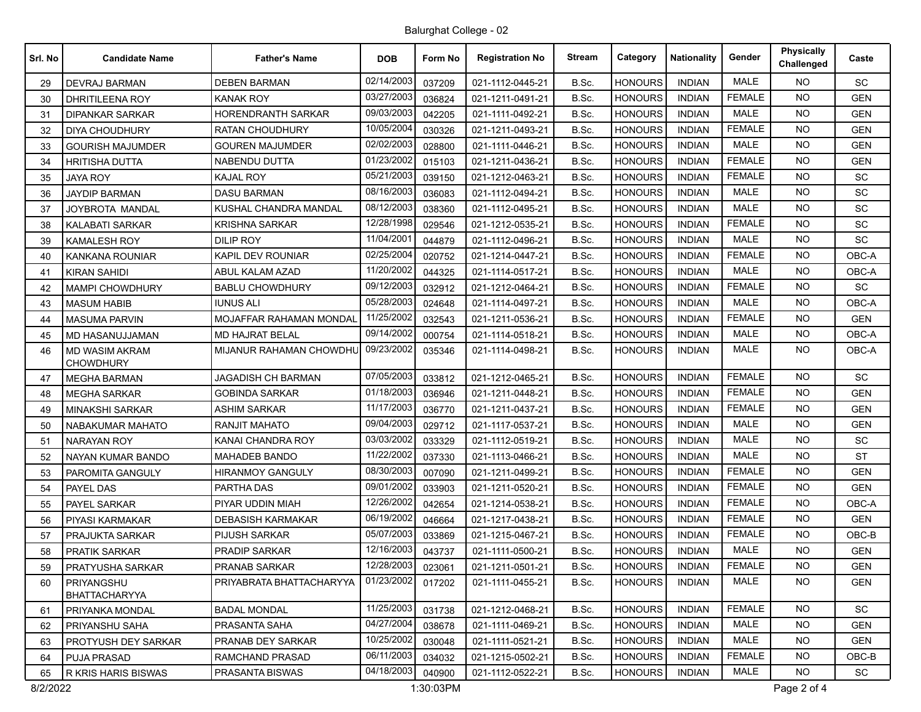Balurghat College - 02

| Srl. No | Candidate Name | Father's Name | DOB | Form No | Registration No | Stream | Category | Nationality | Gender | Physically Challenged | Caste |
|---|---|---|---|---|---|---|---|---|---|---|---|
| 29 | DEVRAJ BARMAN | DEBEN BARMAN | 02/14/2003 | 037209 | 021-1112-0445-21 | B.Sc. | HONOURS | INDIAN | MALE | NO | SC |
| 30 | DHRITILEENA ROY | KANAK ROY | 03/27/2003 | 036824 | 021-1211-0491-21 | B.Sc. | HONOURS | INDIAN | FEMALE | NO | GEN |
| 31 | DIPANKAR SARKAR | HORENDRANTH SARKAR | 09/03/2003 | 042205 | 021-1111-0492-21 | B.Sc. | HONOURS | INDIAN | MALE | NO | GEN |
| 32 | DIYA CHOUDHURY | RATAN CHOUDHURY | 10/05/2004 | 030326 | 021-1211-0493-21 | B.Sc. | HONOURS | INDIAN | FEMALE | NO | GEN |
| 33 | GOURISH MAJUMDER | GOUREN MAJUMDER | 02/02/2003 | 028800 | 021-1111-0446-21 | B.Sc. | HONOURS | INDIAN | MALE | NO | GEN |
| 34 | HRITISHA DUTTA | NABENDU DUTTA | 01/23/2002 | 015103 | 021-1211-0436-21 | B.Sc. | HONOURS | INDIAN | FEMALE | NO | GEN |
| 35 | JAYA ROY | KAJAL ROY | 05/21/2003 | 039150 | 021-1212-0463-21 | B.Sc. | HONOURS | INDIAN | FEMALE | NO | SC |
| 36 | JAYDIP BARMAN | DASU BARMAN | 08/16/2003 | 036083 | 021-1112-0494-21 | B.Sc. | HONOURS | INDIAN | MALE | NO | SC |
| 37 | JOYBROTA MANDAL | KUSHAL CHANDRA MANDAL | 08/12/2003 | 038360 | 021-1112-0495-21 | B.Sc. | HONOURS | INDIAN | MALE | NO | SC |
| 38 | KALABATI SARKAR | KRISHNA SARKAR | 12/28/1998 | 029546 | 021-1212-0535-21 | B.Sc. | HONOURS | INDIAN | FEMALE | NO | SC |
| 39 | KAMALESH ROY | DILIP ROY | 11/04/2001 | 044879 | 021-1112-0496-21 | B.Sc. | HONOURS | INDIAN | MALE | NO | SC |
| 40 | KANKANA ROUNIAR | KAPIL DEV ROUNIAR | 02/25/2004 | 020752 | 021-1214-0447-21 | B.Sc. | HONOURS | INDIAN | FEMALE | NO | OBC-A |
| 41 | KIRAN SAHIDI | ABUL KALAM AZAD | 11/20/2002 | 044325 | 021-1114-0517-21 | B.Sc. | HONOURS | INDIAN | MALE | NO | OBC-A |
| 42 | MAMPI CHOWDHURY | BABLU CHOWDHURY | 09/12/2003 | 032912 | 021-1212-0464-21 | B.Sc. | HONOURS | INDIAN | FEMALE | NO | SC |
| 43 | MASUM HABIB | IUNUS ALI | 05/28/2003 | 024648 | 021-1114-0497-21 | B.Sc. | HONOURS | INDIAN | MALE | NO | OBC-A |
| 44 | MASUMA PARVIN | MOJAFFAR RAHAMAN MONDAL | 11/25/2002 | 032543 | 021-1211-0536-21 | B.Sc. | HONOURS | INDIAN | FEMALE | NO | GEN |
| 45 | MD HASANUJJAMAN | MD HAJRAT BELAL | 09/14/2002 | 000754 | 021-1114-0518-21 | B.Sc. | HONOURS | INDIAN | MALE | NO | OBC-A |
| 46 | MD WASIM AKRAM CHOWDHURY | MIJANUR RAHAMAN CHOWDHU | 09/23/2002 | 035346 | 021-1114-0498-21 | B.Sc. | HONOURS | INDIAN | MALE | NO | OBC-A |
| 47 | MEGHA BARMAN | JAGADISH CH BARMAN | 07/05/2003 | 033812 | 021-1212-0465-21 | B.Sc. | HONOURS | INDIAN | FEMALE | NO | SC |
| 48 | MEGHA SARKAR | GOBINDA SARKAR | 01/18/2003 | 036946 | 021-1211-0448-21 | B.Sc. | HONOURS | INDIAN | FEMALE | NO | GEN |
| 49 | MINAKSHI SARKAR | ASHIM SARKAR | 11/17/2003 | 036770 | 021-1211-0437-21 | B.Sc. | HONOURS | INDIAN | FEMALE | NO | GEN |
| 50 | NABAKUMAR MAHATO | RANJIT MAHATO | 09/04/2003 | 029712 | 021-1117-0537-21 | B.Sc. | HONOURS | INDIAN | MALE | NO | GEN |
| 51 | NARAYAN ROY | KANAI CHANDRA ROY | 03/03/2002 | 033329 | 021-1112-0519-21 | B.Sc. | HONOURS | INDIAN | MALE | NO | SC |
| 52 | NAYAN KUMAR BANDO | MAHADEB BANDO | 11/22/2002 | 037330 | 021-1113-0466-21 | B.Sc. | HONOURS | INDIAN | MALE | NO | ST |
| 53 | PAROMITA GANGULY | HIRANMOY GANGULY | 08/30/2003 | 007090 | 021-1211-0499-21 | B.Sc. | HONOURS | INDIAN | FEMALE | NO | GEN |
| 54 | PAYEL DAS | PARTHA DAS | 09/01/2002 | 033903 | 021-1211-0520-21 | B.Sc. | HONOURS | INDIAN | FEMALE | NO | GEN |
| 55 | PAYEL SARKAR | PIYAR UDDIN MIAH | 12/26/2002 | 042654 | 021-1214-0538-21 | B.Sc. | HONOURS | INDIAN | FEMALE | NO | OBC-A |
| 56 | PIYASI KARMAKAR | DEBASISH KARMAKAR | 06/19/2002 | 046664 | 021-1217-0438-21 | B.Sc. | HONOURS | INDIAN | FEMALE | NO | GEN |
| 57 | PRAJUKTA SARKAR | PIJUSH SARKAR | 05/07/2003 | 033869 | 021-1215-0467-21 | B.Sc. | HONOURS | INDIAN | FEMALE | NO | OBC-B |
| 58 | PRATIK SARKAR | PRADIP SARKAR | 12/16/2003 | 043737 | 021-1111-0500-21 | B.Sc. | HONOURS | INDIAN | MALE | NO | GEN |
| 59 | PRATYUSHA SARKAR | PRANAB SARKAR | 12/28/2003 | 023061 | 021-1211-0501-21 | B.Sc. | HONOURS | INDIAN | FEMALE | NO | GEN |
| 60 | PRIYANGSHU BHATTACHARYYA | PRIYABRATA BHATTACHARYYA | 01/23/2002 | 017202 | 021-1111-0455-21 | B.Sc. | HONOURS | INDIAN | MALE | NO | GEN |
| 61 | PRIYANKA MONDAL | BADAL MONDAL | 11/25/2003 | 031738 | 021-1212-0468-21 | B.Sc. | HONOURS | INDIAN | FEMALE | NO | SC |
| 62 | PRIYANSHU SAHA | PRASANTA SAHA | 04/27/2004 | 038678 | 021-1111-0469-21 | B.Sc. | HONOURS | INDIAN | MALE | NO | GEN |
| 63 | PROTYUSH DEY SARKAR | PRANAB DEY SARKAR | 10/25/2002 | 030048 | 021-1111-0521-21 | B.Sc. | HONOURS | INDIAN | MALE | NO | GEN |
| 64 | PUJA PRASAD | RAMCHAND PRASAD | 06/11/2003 | 034032 | 021-1215-0502-21 | B.Sc. | HONOURS | INDIAN | FEMALE | NO | OBC-B |
| 65 | R KRIS HARIS BISWAS | PRASANTA BISWAS | 04/18/2003 | 040900 | 021-1112-0522-21 | B.Sc. | HONOURS | INDIAN | MALE | NO | SC |

8/2/2022 1:30:03PM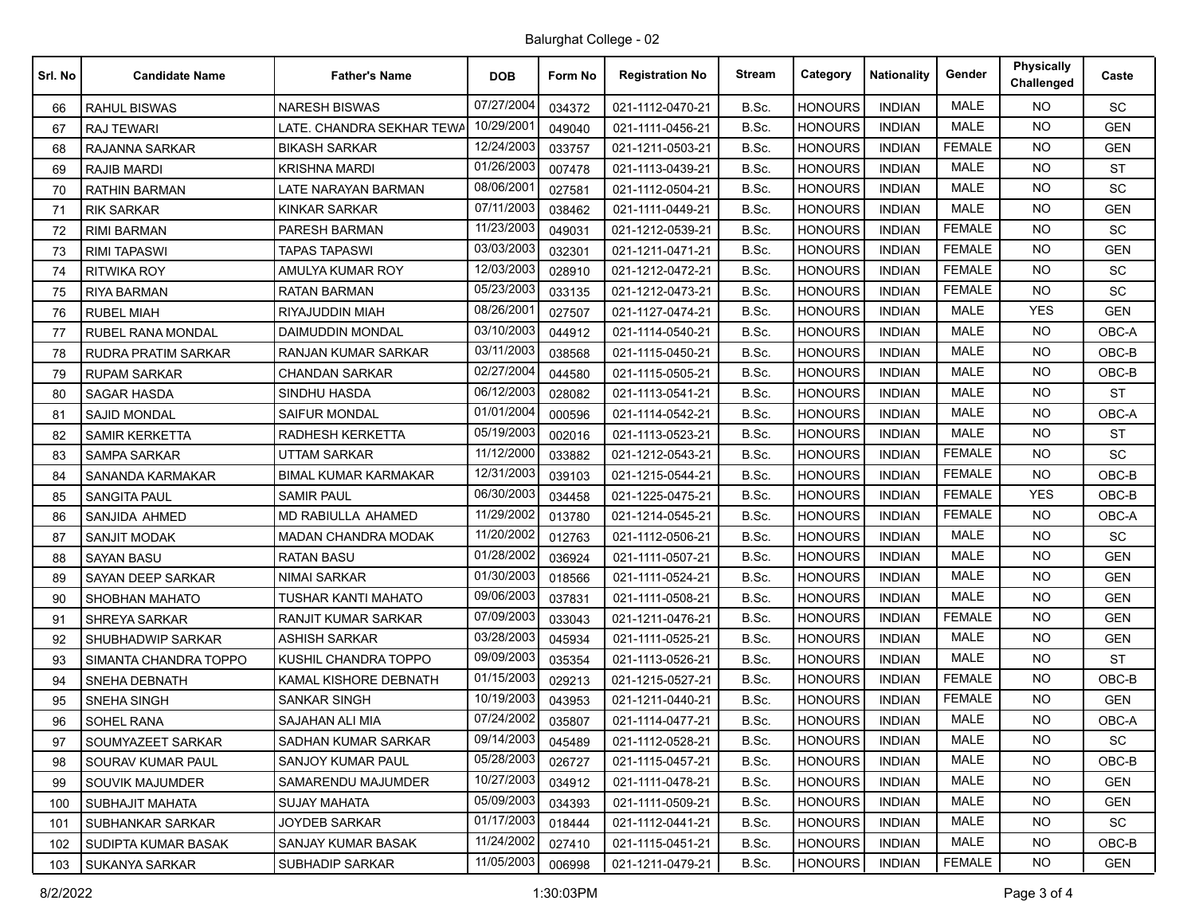Balurghat College - 02

| Srl. No | Candidate Name | Father's Name | DOB | Form No | Registration No | Stream | Category | Nationality | Gender | Physically Challenged | Caste |
|---|---|---|---|---|---|---|---|---|---|---|---|
| 66 | RAHUL BISWAS | NARESH BISWAS | 07/27/2004 | 034372 | 021-1112-0470-21 | B.Sc. | HONOURS | INDIAN | MALE | NO | SC |
| 67 | RAJ TEWARI | LATE. CHANDRA SEKHAR TEWA | 10/29/2001 | 049040 | 021-1111-0456-21 | B.Sc. | HONOURS | INDIAN | MALE | NO | GEN |
| 68 | RAJANNA SARKAR | BIKASH SARKAR | 12/24/2003 | 033757 | 021-1211-0503-21 | B.Sc. | HONOURS | INDIAN | FEMALE | NO | GEN |
| 69 | RAJIB MARDI | KRISHNA MARDI | 01/26/2003 | 007478 | 021-1113-0439-21 | B.Sc. | HONOURS | INDIAN | MALE | NO | ST |
| 70 | RATHIN BARMAN | LATE NARAYAN BARMAN | 08/06/2001 | 027581 | 021-1112-0504-21 | B.Sc. | HONOURS | INDIAN | MALE | NO | SC |
| 71 | RIK SARKAR | KINKAR SARKAR | 07/11/2003 | 038462 | 021-1111-0449-21 | B.Sc. | HONOURS | INDIAN | MALE | NO | GEN |
| 72 | RIMI BARMAN | PARESH BARMAN | 11/23/2003 | 049031 | 021-1212-0539-21 | B.Sc. | HONOURS | INDIAN | FEMALE | NO | SC |
| 73 | RIMI TAPASWI | TAPAS TAPASWI | 03/03/2003 | 032301 | 021-1211-0471-21 | B.Sc. | HONOURS | INDIAN | FEMALE | NO | GEN |
| 74 | RITWIKA ROY | AMULYA KUMAR ROY | 12/03/2003 | 028910 | 021-1212-0472-21 | B.Sc. | HONOURS | INDIAN | FEMALE | NO | SC |
| 75 | RIYA BARMAN | RATAN BARMAN | 05/23/2003 | 033135 | 021-1212-0473-21 | B.Sc. | HONOURS | INDIAN | FEMALE | NO | SC |
| 76 | RUBEL MIAH | RIYAJUDDIN MIAH | 08/26/2001 | 027507 | 021-1127-0474-21 | B.Sc. | HONOURS | INDIAN | MALE | YES | GEN |
| 77 | RUBEL RANA MONDAL | DAIMUDDIN MONDAL | 03/10/2003 | 044912 | 021-1114-0540-21 | B.Sc. | HONOURS | INDIAN | MALE | NO | OBC-A |
| 78 | RUDRA PRATIM SARKAR | RANJAN KUMAR SARKAR | 03/11/2003 | 038568 | 021-1115-0450-21 | B.Sc. | HONOURS | INDIAN | MALE | NO | OBC-B |
| 79 | RUPAM SARKAR | CHANDAN SARKAR | 02/27/2004 | 044580 | 021-1115-0505-21 | B.Sc. | HONOURS | INDIAN | MALE | NO | OBC-B |
| 80 | SAGAR HASDA | SINDHU HASDA | 06/12/2003 | 028082 | 021-1113-0541-21 | B.Sc. | HONOURS | INDIAN | MALE | NO | ST |
| 81 | SAJID MONDAL | SAIFUR MONDAL | 01/01/2004 | 000596 | 021-1114-0542-21 | B.Sc. | HONOURS | INDIAN | MALE | NO | OBC-A |
| 82 | SAMIR KERKETTA | RADHESH KERKETTA | 05/19/2003 | 002016 | 021-1113-0523-21 | B.Sc. | HONOURS | INDIAN | MALE | NO | ST |
| 83 | SAMPA SARKAR | UTTAM SARKAR | 11/12/2000 | 033882 | 021-1212-0543-21 | B.Sc. | HONOURS | INDIAN | FEMALE | NO | SC |
| 84 | SANANDA KARMAKAR | BIMAL KUMAR KARMAKAR | 12/31/2003 | 039103 | 021-1215-0544-21 | B.Sc. | HONOURS | INDIAN | FEMALE | NO | OBC-B |
| 85 | SANGITA PAUL | SAMIR PAUL | 06/30/2003 | 034458 | 021-1225-0475-21 | B.Sc. | HONOURS | INDIAN | FEMALE | YES | OBC-B |
| 86 | SANJIDA AHMED | MD RABIULLA AHAMED | 11/29/2002 | 013780 | 021-1214-0545-21 | B.Sc. | HONOURS | INDIAN | FEMALE | NO | OBC-A |
| 87 | SANJIT MODAK | MADAN CHANDRA MODAK | 11/20/2002 | 012763 | 021-1112-0506-21 | B.Sc. | HONOURS | INDIAN | MALE | NO | SC |
| 88 | SAYAN BASU | RATAN BASU | 01/28/2002 | 036924 | 021-1111-0507-21 | B.Sc. | HONOURS | INDIAN | MALE | NO | GEN |
| 89 | SAYAN DEEP SARKAR | NIMAI SARKAR | 01/30/2003 | 018566 | 021-1111-0524-21 | B.Sc. | HONOURS | INDIAN | MALE | NO | GEN |
| 90 | SHOBHAN MAHATO | TUSHAR KANTI MAHATO | 09/06/2003 | 037831 | 021-1111-0508-21 | B.Sc. | HONOURS | INDIAN | MALE | NO | GEN |
| 91 | SHREYA SARKAR | RANJIT KUMAR SARKAR | 07/09/2003 | 033043 | 021-1211-0476-21 | B.Sc. | HONOURS | INDIAN | FEMALE | NO | GEN |
| 92 | SHUBHADWIP SARKAR | ASHISH SARKAR | 03/28/2003 | 045934 | 021-1111-0525-21 | B.Sc. | HONOURS | INDIAN | MALE | NO | GEN |
| 93 | SIMANTA CHANDRA TOPPO | KUSHIL CHANDRA TOPPO | 09/09/2003 | 035354 | 021-1113-0526-21 | B.Sc. | HONOURS | INDIAN | MALE | NO | ST |
| 94 | SNEHA DEBNATH | KAMAL KISHORE DEBNATH | 01/15/2003 | 029213 | 021-1215-0527-21 | B.Sc. | HONOURS | INDIAN | FEMALE | NO | OBC-B |
| 95 | SNEHA SINGH | SANKAR SINGH | 10/19/2003 | 043953 | 021-1211-0440-21 | B.Sc. | HONOURS | INDIAN | FEMALE | NO | GEN |
| 96 | SOHEL RANA | SAJAHAN ALI MIA | 07/24/2002 | 035807 | 021-1114-0477-21 | B.Sc. | HONOURS | INDIAN | MALE | NO | OBC-A |
| 97 | SOUMYAZEET SARKAR | SADHAN KUMAR SARKAR | 09/14/2003 | 045489 | 021-1112-0528-21 | B.Sc. | HONOURS | INDIAN | MALE | NO | SC |
| 98 | SOURAV KUMAR PAUL | SANJOY KUMAR PAUL | 05/28/2003 | 026727 | 021-1115-0457-21 | B.Sc. | HONOURS | INDIAN | MALE | NO | OBC-B |
| 99 | SOUVIK MAJUMDER | SAMARENDU MAJUMDER | 10/27/2003 | 034912 | 021-1111-0478-21 | B.Sc. | HONOURS | INDIAN | MALE | NO | GEN |
| 100 | SUBHAJIT MAHATA | SUJAY MAHATA | 05/09/2003 | 034393 | 021-1111-0509-21 | B.Sc. | HONOURS | INDIAN | MALE | NO | GEN |
| 101 | SUBHANKAR SARKAR | JOYDEB SARKAR | 01/17/2003 | 018444 | 021-1112-0441-21 | B.Sc. | HONOURS | INDIAN | MALE | NO | SC |
| 102 | SUDIPTA KUMAR BASAK | SANJAY KUMAR BASAK | 11/24/2002 | 027410 | 021-1115-0451-21 | B.Sc. | HONOURS | INDIAN | MALE | NO | OBC-B |
| 103 | SUKANYA SARKAR | SUBHADIP SARKAR | 11/05/2003 | 006998 | 021-1211-0479-21 | B.Sc. | HONOURS | INDIAN | FEMALE | NO | GEN |

8/2/2022 1:30:03PM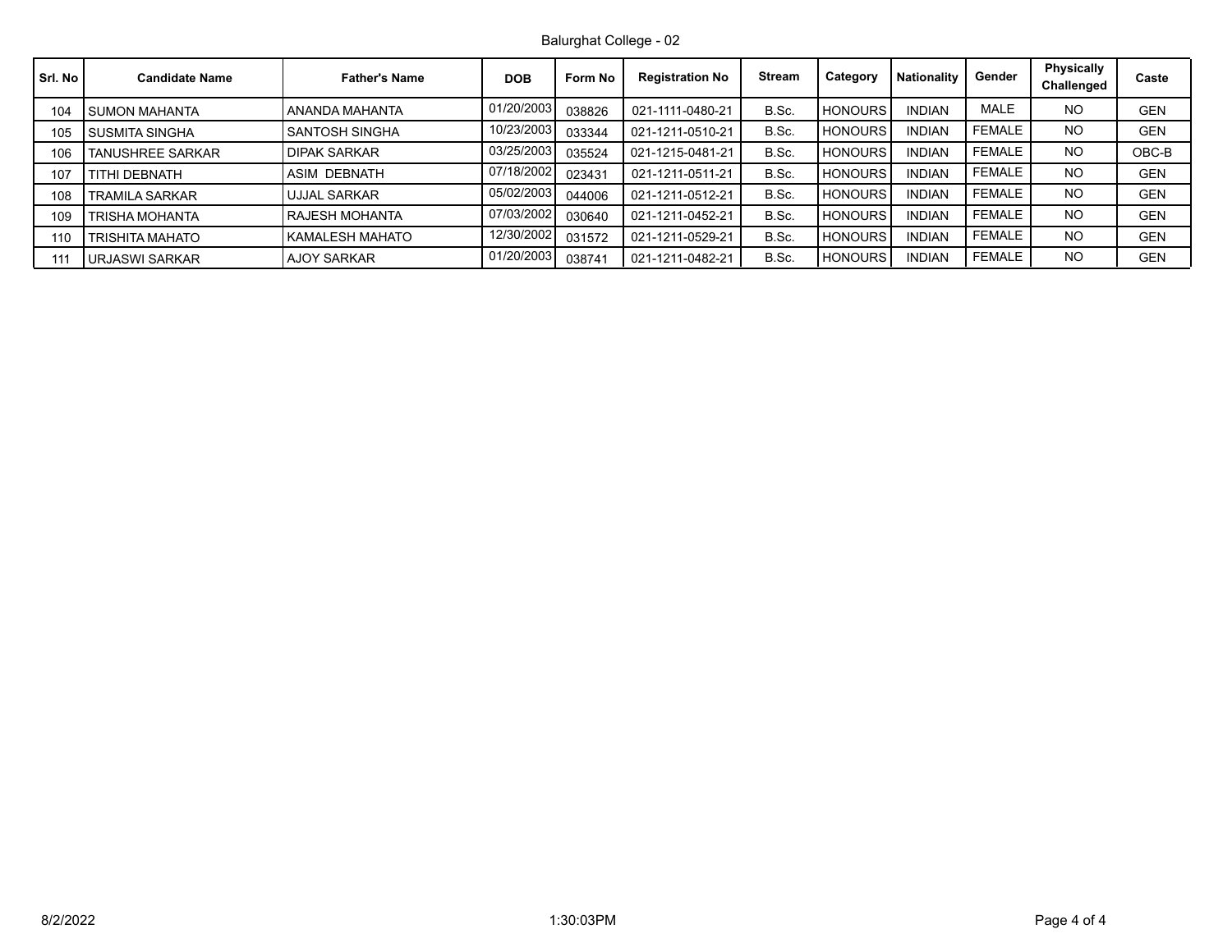Balurghat College - 02

| Srl. No | Candidate Name | Father's Name | DOB | Form No | Registration No | Stream | Category | Nationality | Gender | Physically Challenged | Caste |
|---|---|---|---|---|---|---|---|---|---|---|---|
| 104 | SUMON MAHANTA | ANANDA MAHANTA | 01/20/2003 | 038826 | 021-1111-0480-21 | B.Sc. | HONOURS | INDIAN | MALE | NO | GEN |
| 105 | SUSMITA SINGHA | SANTOSH SINGHA | 10/23/2003 | 033344 | 021-1211-0510-21 | B.Sc. | HONOURS | INDIAN | FEMALE | NO | GEN |
| 106 | TANUSHREE SARKAR | DIPAK SARKAR | 03/25/2003 | 035524 | 021-1215-0481-21 | B.Sc. | HONOURS | INDIAN | FEMALE | NO | OBC-B |
| 107 | TITHI DEBNATH | ASIM DEBNATH | 07/18/2002 | 023431 | 021-1211-0511-21 | B.Sc. | HONOURS | INDIAN | FEMALE | NO | GEN |
| 108 | TRAMILA SARKAR | UJJAL SARKAR | 05/02/2003 | 044006 | 021-1211-0512-21 | B.Sc. | HONOURS | INDIAN | FEMALE | NO | GEN |
| 109 | TRISHA MOHANTA | RAJESH MOHANTA | 07/03/2002 | 030640 | 021-1211-0452-21 | B.Sc. | HONOURS | INDIAN | FEMALE | NO | GEN |
| 110 | TRISHITA MAHATO | KAMALESH MAHATO | 12/30/2002 | 031572 | 021-1211-0529-21 | B.Sc. | HONOURS | INDIAN | FEMALE | NO | GEN |
| 111 | URJASWI SARKAR | AJOY SARKAR | 01/20/2003 | 038741 | 021-1211-0482-21 | B.Sc. | HONOURS | INDIAN | FEMALE | NO | GEN |

8/2/2022 1:30:03PM